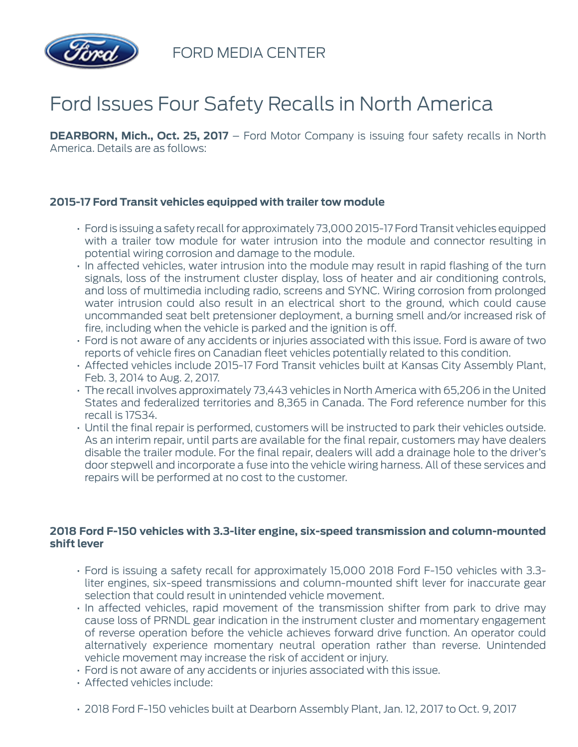FORD MEDIA CENTER

# Ford Issues Four Safety Recalls in North America

**DEARBORN, Mich., Oct. 25, 2017** – Ford Motor Company is issuing four safety recalls in North America. Details are as follows:

### 2015-17 Ford Transit vehicles equipped with trailer tow module

- Ford is issuing a safety recall for approximately 73,000 2015-17 Ford Transit vehicles equipped with a trailer tow module for water intrusion into the module and connector resulting in potential wiring corrosion and damage to the module.
- In affected vehicles, water intrusion into the module may result in rapid flashing of the turn signals, loss of the instrument cluster display, loss of heater and air conditioning controls, and loss of multimedia including radio, screens and SYNC. Wiring corrosion from prolonged water intrusion could also result in an electrical short to the ground, which could cause uncommanded seat belt pretensioner deployment, a burning smell and/or increased risk of fire, including when the vehicle is parked and the ignition is off.
- Ford is not aware of any accidents or injuries associated with this issue. Ford is aware of two reports of vehicle fires on Canadian fleet vehicles potentially related to this condition.
- Affected vehicles include 2015-17 Ford Transit vehicles built at Kansas City Assembly Plant, Feb. 3, 2014 to Aug. 2, 2017.
- The recall involves approximately 73,443 vehicles in North America with 65,206 in the United States and federalized territories and 8,365 in Canada. The Ford reference number for this recall is 17S34.
- Until the final repair is performed, customers will be instructed to park their vehicles outside. As an interim repair, until parts are available for the final repair, customers may have dealers disable the trailer module. For the final repair, dealers will add a drainage hole to the driver's door stepwell and incorporate a fuse into the vehicle wiring harness. All of these services and repairs will be performed at no cost to the customer.

### 2018 Ford F-150 vehicles with 3.3-liter engine, six-speed transmission and column-mounted shift lever

- Ford is issuing a safety recall for approximately 15,000 2018 Ford F-150 vehicles with 3.3-liter engines, six-speed transmissions and column-mounted shift lever for inaccurate gear selection that could result in unintended vehicle movement.
- In affected vehicles, rapid movement of the transmission shifter from park to drive may cause loss of PRNDL gear indication in the instrument cluster and momentary engagement of reverse operation before the vehicle achieves forward drive function. An operator could alternatively experience momentary neutral operation rather than reverse. Unintended vehicle movement may increase the risk of accident or injury.
- Ford is not aware of any accidents or injuries associated with this issue.
- Affected vehicles include:

- 2018 Ford F-150 vehicles built at Dearborn Assembly Plant, Jan. 12, 2017 to Oct. 9, 2017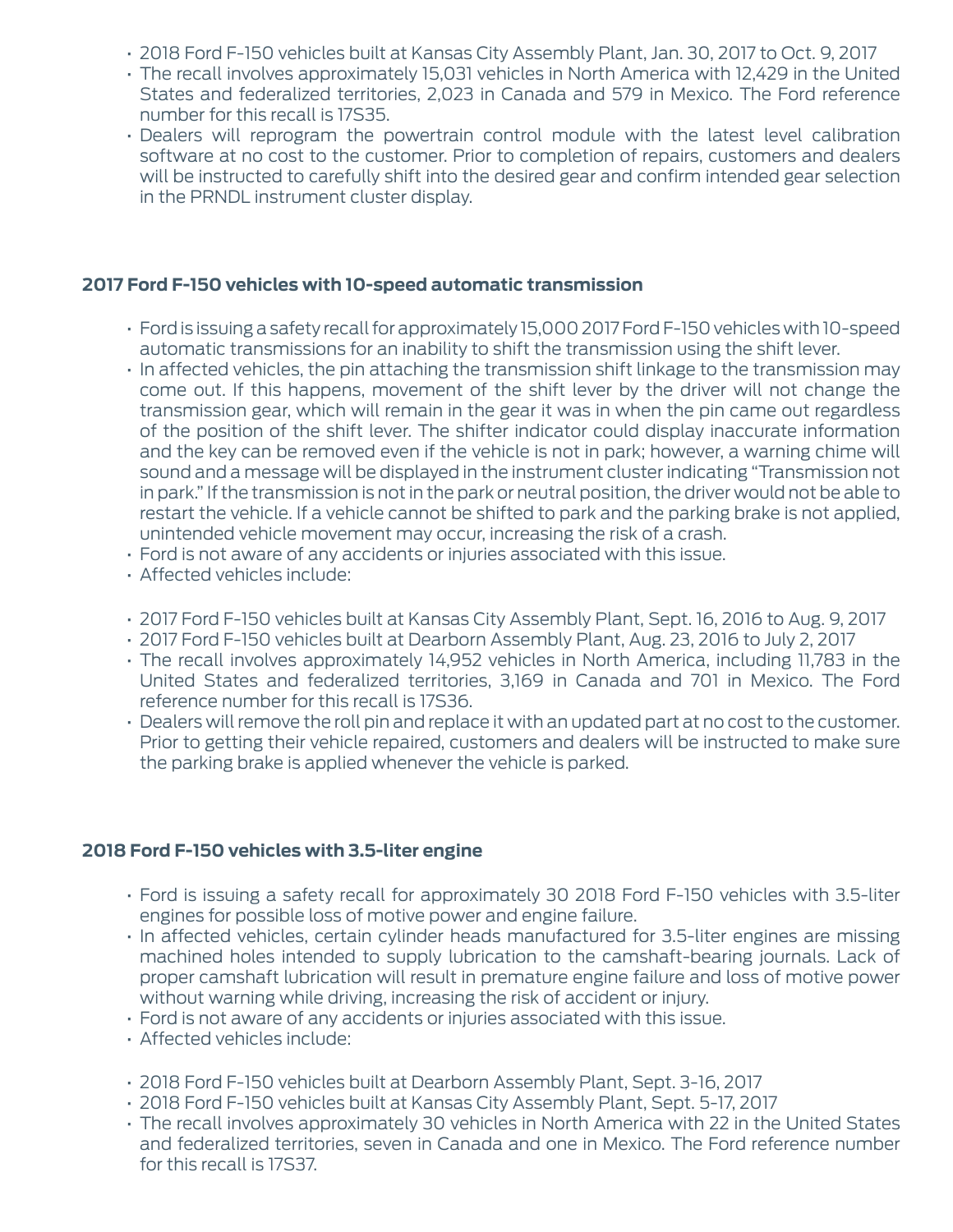- 2018 Ford F-150 vehicles built at Kansas City Assembly Plant, Jan. 30, 2017 to Oct. 9, 2017
- The recall involves approximately 15,031 vehicles in North America with 12,429 in the United States and federalized territories, 2,023 in Canada and 579 in Mexico. The Ford reference number for this recall is 17S35.
- Dealers will reprogram the powertrain control module with the latest level calibration software at no cost to the customer. Prior to completion of repairs, customers and dealers will be instructed to carefully shift into the desired gear and confirm intended gear selection in the PRNDL instrument cluster display.

**2017 Ford F-150 vehicles with 10-speed automatic transmission**

- Ford is issuing a safety recall for approximately 15,000 2017 Ford F-150 vehicles with 10-speed automatic transmissions for an inability to shift the transmission using the shift lever.
- In affected vehicles, the pin attaching the transmission shift linkage to the transmission may come out. If this happens, movement of the shift lever by the driver will not change the transmission gear, which will remain in the gear it was in when the pin came out regardless of the position of the shift lever. The shifter indicator could display inaccurate information and the key can be removed even if the vehicle is not in park; however, a warning chime will sound and a message will be displayed in the instrument cluster indicating "Transmission not in park." If the transmission is not in the park or neutral position, the driver would not be able to restart the vehicle. If a vehicle cannot be shifted to park and the parking brake is not applied, unintended vehicle movement may occur, increasing the risk of a crash.
- Ford is not aware of any accidents or injuries associated with this issue.
- Affected vehicles include:

- 2017 Ford F-150 vehicles built at Kansas City Assembly Plant, Sept. 16, 2016 to Aug. 9, 2017
- 2017 Ford F-150 vehicles built at Dearborn Assembly Plant, Aug. 23, 2016 to July 2, 2017
- The recall involves approximately 14,952 vehicles in North America, including 11,783 in the United States and federalized territories, 3,169 in Canada and 701 in Mexico. The Ford reference number for this recall is 17S36.
- Dealers will remove the roll pin and replace it with an updated part at no cost to the customer. Prior to getting their vehicle repaired, customers and dealers will be instructed to make sure the parking brake is applied whenever the vehicle is parked.

**2018 Ford F-150 vehicles with 3.5-liter engine**

- Ford is issuing a safety recall for approximately 30 2018 Ford F-150 vehicles with 3.5-liter engines for possible loss of motive power and engine failure.
- In affected vehicles, certain cylinder heads manufactured for 3.5-liter engines are missing machined holes intended to supply lubrication to the camshaft-bearing journals. Lack of proper camshaft lubrication will result in premature engine failure and loss of motive power without warning while driving, increasing the risk of accident or injury.
- Ford is not aware of any accidents or injuries associated with this issue.
- Affected vehicles include:

- 2018 Ford F-150 vehicles built at Dearborn Assembly Plant, Sept. 3-16, 2017
- 2018 Ford F-150 vehicles built at Kansas City Assembly Plant, Sept. 5-17, 2017
- The recall involves approximately 30 vehicles in North America with 22 in the United States and federalized territories, seven in Canada and one in Mexico. The Ford reference number for this recall is 17S37.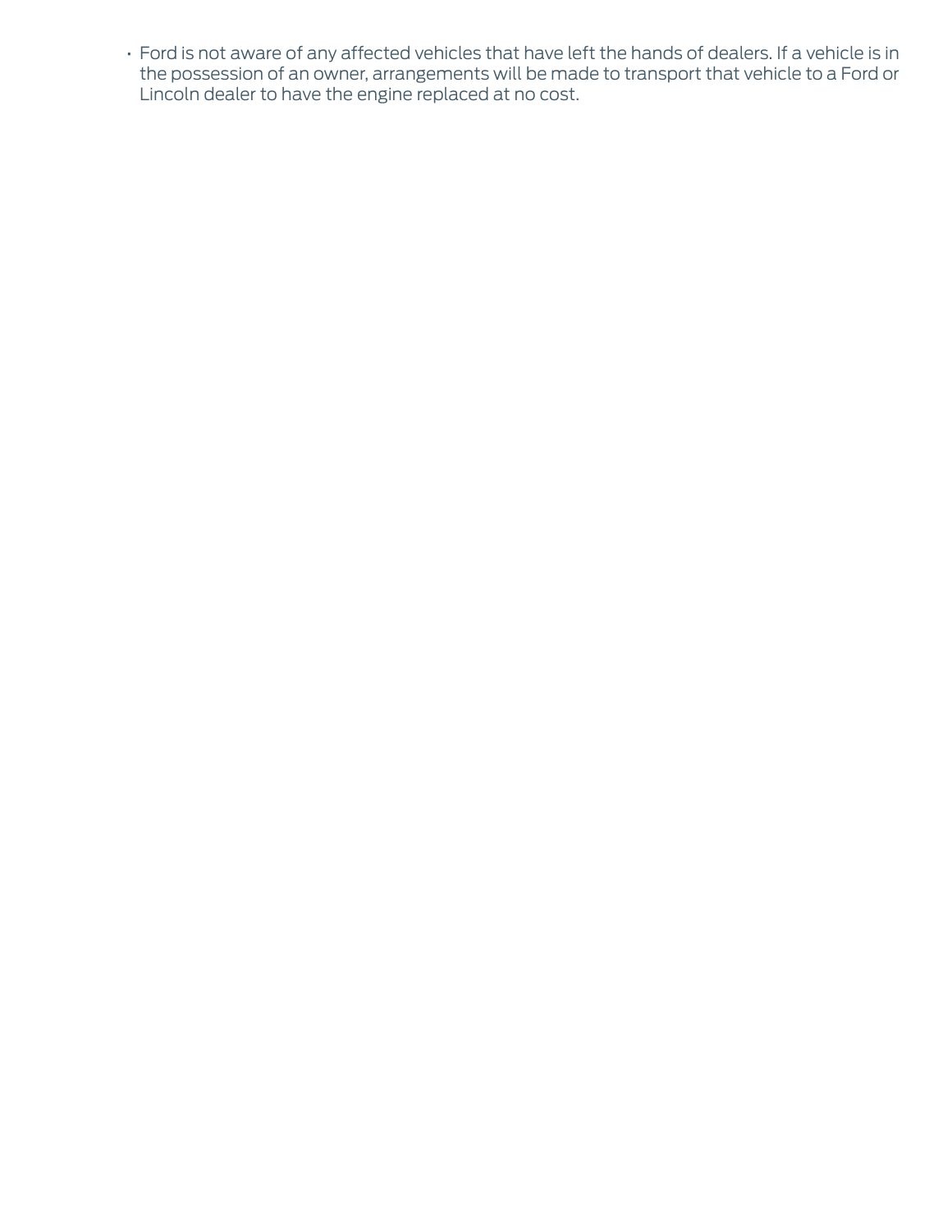- Ford is not aware of any affected vehicles that have left the hands of dealers. If a vehicle is in the possession of an owner, arrangements will be made to transport that vehicle to a Ford or Lincoln dealer to have the engine replaced at no cost.